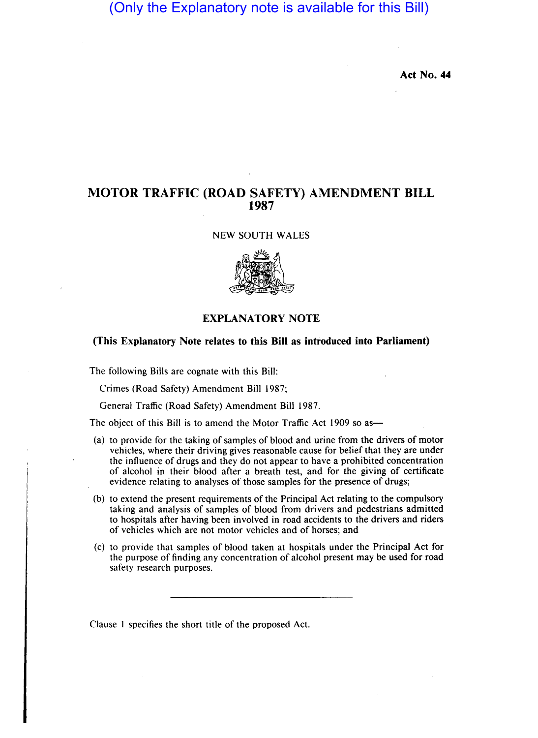(Only the Explanatory note is available for this Bill)

**Act No. 44**

# MOTOR TRAFFIC (ROAD SAFETY) AMENDMENT BILL 1987

NEW SOUTH WALES

## EXPLANATORY NOTE

**(This Explanatory Note relates to this Bill as introduced into Parliament)**

The following Bills are cognate with this Bill:

Crimes (Road Safety) Amendment Bill 1987;

General Traffic (Road Safety) Amendment Bill 1987.

The object of this Bill is to amend the Motor Traffic Act 1909 so as—

(a) to provide for the taking of samples of blood and urine from the drivers of motor vehicles, where their driving gives reasonable cause for belief that they are under the influence of drugs and they do not appear to have a prohibited concentration of alcohol in their blood after a breath test, and for the giving of certificate evidence relating to analyses of those samples for the presence of drugs;

(b) to extend the present requirements of the Principal Act relating to the compulsory taking and analysis of samples of blood from drivers and pedestrians admitted to hospitals after having been involved in road accidents to the drivers and riders of vehicles which are not motor vehicles and of horses; and

(c) to provide that samples of blood taken at hospitals under the Principal Act for the purpose of finding any concentration of alcohol present may be used for road safety research purposes.

---

Clause 1 specifies the short title of the proposed Act.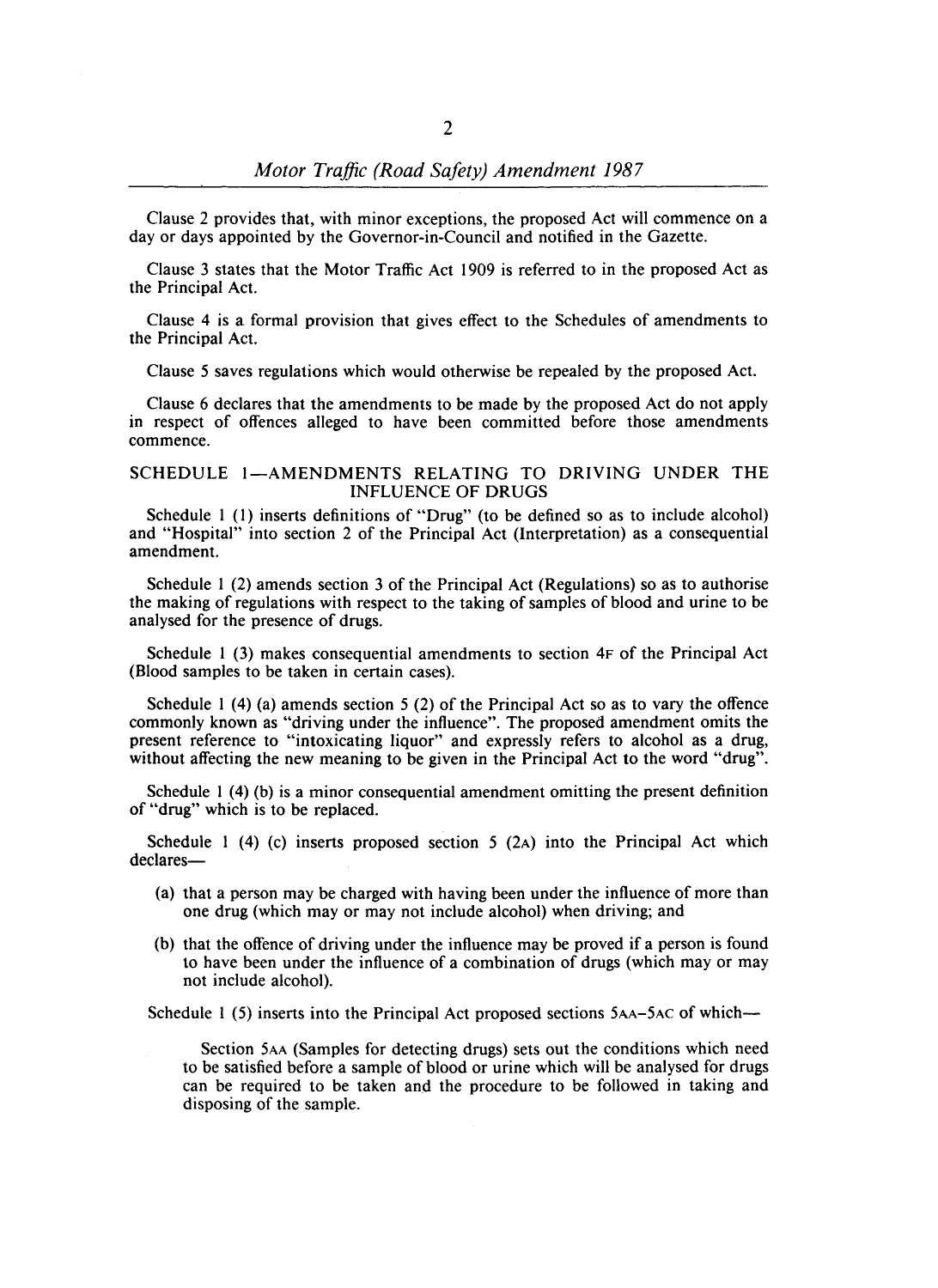Clause 2 provides that, with minor exceptions, the proposed Act will commence on a day or days appointed by the Governor-in-Council and notified in the Gazette.

Clause 3 states that the Motor Traffic Act 1909 is referred to in the proposed Act as the Principal Act.

Clause 4 is a formal provision that gives effect to the Schedules of amendments to the Principal Act.

Clause 5 saves regulations which would otherwise be repealed by the proposed Act.

Clause 6 declares that the amendments to be made by the proposed Act do not apply in respect of offences alleged to have been committed before those amendments commence.

## SCHEDULE 1—AMENDMENTS RELATING TO DRIVING UNDER THE INFLUENCE OF DRUGS

Schedule 1 (1) inserts definitions of "Drug" (to be defined so as to include alcohol) and "Hospital" into section 2 of the Principal Act (Interpretation) as a consequential amendment.

Schedule 1 (2) amends section 3 of the Principal Act (Regulations) so as to authorise the making of regulations with respect to the taking of samples of blood and urine to be analysed for the presence of drugs.

Schedule 1 (3) makes consequential amendments to section 4F of the Principal Act (Blood samples to be taken in certain cases).

Schedule 1 (4) (a) amends section 5 (2) of the Principal Act so as to vary the offence commonly known as "driving under the influence". The proposed amendment omits the present reference to "intoxicating liquor" and expressly refers to alcohol as a drug, without affecting the new meaning to be given in the Principal Act to the word "drug".

Schedule 1 (4) (b) is a minor consequential amendment omitting the present definition of "drug" which is to be replaced.

Schedule 1 (4) (c) inserts proposed section 5 (2A) into the Principal Act which declares—

(a) that a person may be charged with having been under the influence of more than one drug (which may or may not include alcohol) when driving; and

(b) that the offence of driving under the influence may be proved if a person is found to have been under the influence of a combination of drugs (which may or may not include alcohol).

Schedule 1 (5) inserts into the Principal Act proposed sections 5AA–5AC of which—

Section 5AA (Samples for detecting drugs) sets out the conditions which need to be satisfied before a sample of blood or urine which will be analysed for drugs can be required to be taken and the procedure to be followed in taking and disposing of the sample.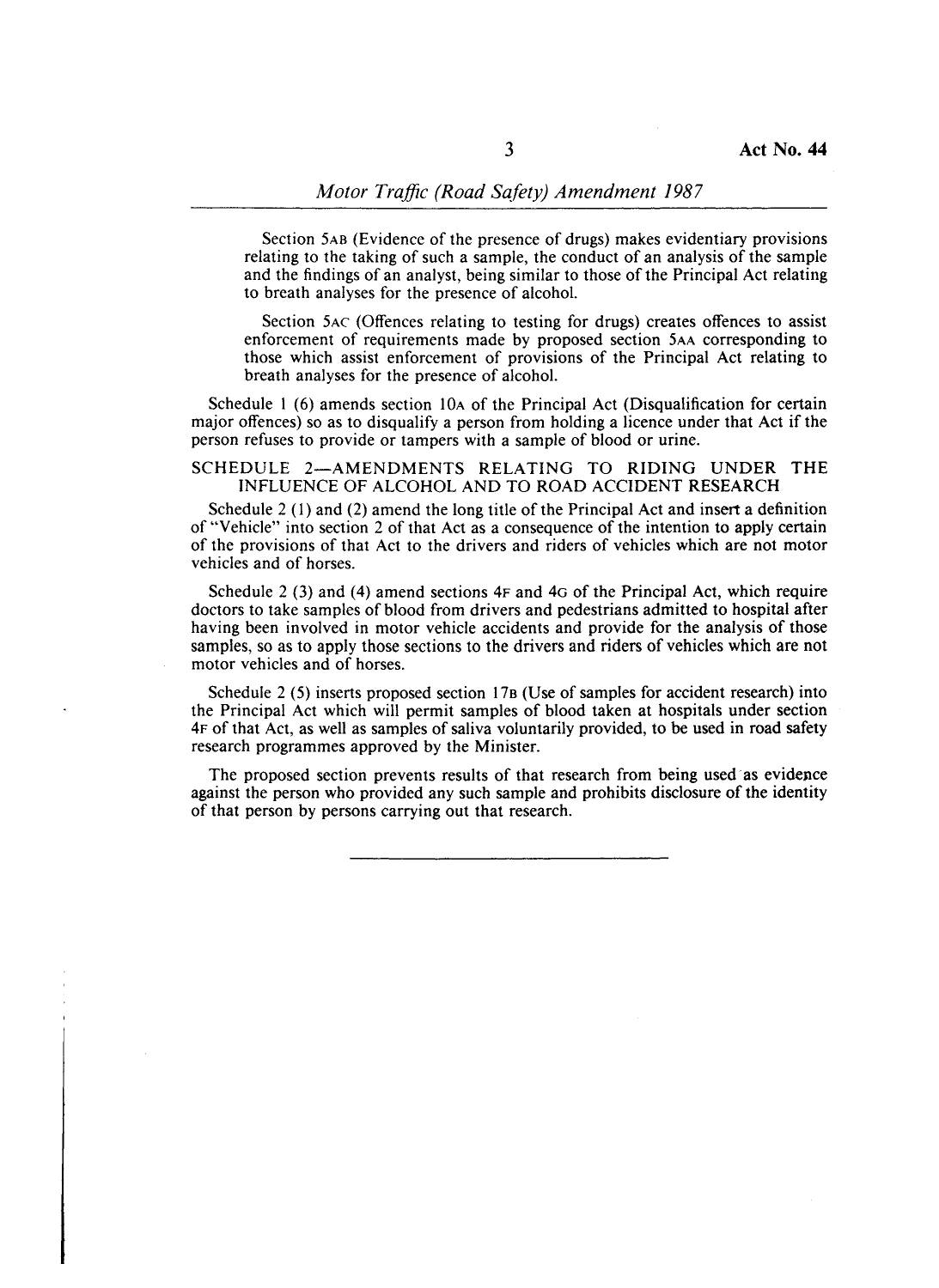Section 5AB (Evidence of the presence of drugs) makes evidentiary provisions relating to the taking of such a sample, the conduct of an analysis of the sample and the findings of an analyst, being similar to those of the Principal Act relating to breath analyses for the presence of alcohol.

Section 5AC (Offences relating to testing for drugs) creates offences to assist enforcement of requirements made by proposed section 5AA corresponding to those which assist enforcement of provisions of the Principal Act relating to breath analyses for the presence of alcohol.

Schedule 1 (6) amends section 10A of the Principal Act (Disqualification for certain major offences) so as to disqualify a person from holding a licence under that Act if the person refuses to provide or tampers with a sample of blood or urine.

## SCHEDULE 2—AMENDMENTS RELATING TO RIDING UNDER THE INFLUENCE OF ALCOHOL AND TO ROAD ACCIDENT RESEARCH

Schedule 2 (1) and (2) amend the long title of the Principal Act and insert a definition of "Vehicle" into section 2 of that Act as a consequence of the intention to apply certain of the provisions of that Act to the drivers and riders of vehicles which are not motor vehicles and of horses.

Schedule 2 (3) and (4) amend sections 4F and 4G of the Principal Act, which require doctors to take samples of blood from drivers and pedestrians admitted to hospital after having been involved in motor vehicle accidents and provide for the analysis of those samples, so as to apply those sections to the drivers and riders of vehicles which are not motor vehicles and of horses.

Schedule 2 (5) inserts proposed section 17B (Use of samples for accident research) into the Principal Act which will permit samples of blood taken at hospitals under section 4F of that Act, as well as samples of saliva voluntarily provided, to be used in road safety research programmes approved by the Minister.

The proposed section prevents results of that research from being used as evidence against the person who provided any such sample and prohibits disclosure of the identity of that person by persons carrying out that research.